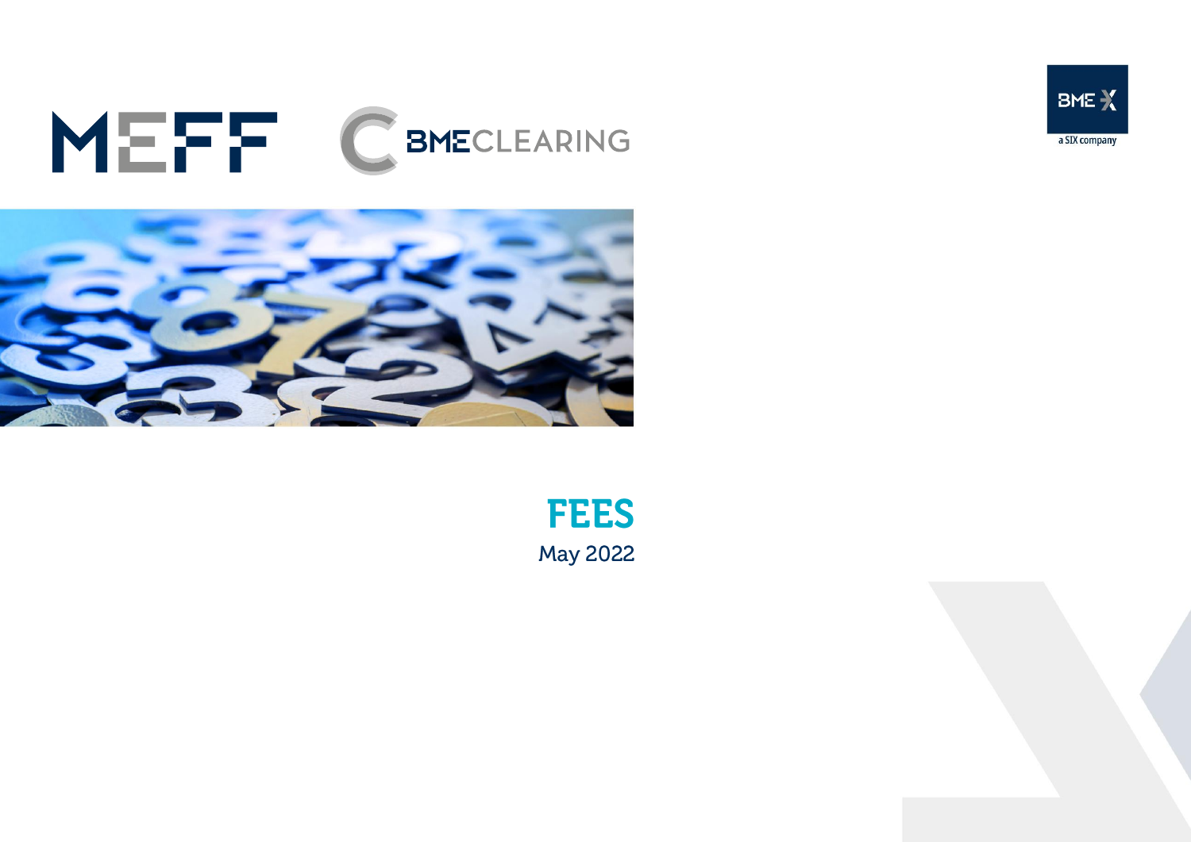MEFF

BMECLEARING

BME X

a SIX company

# FEES

May 2022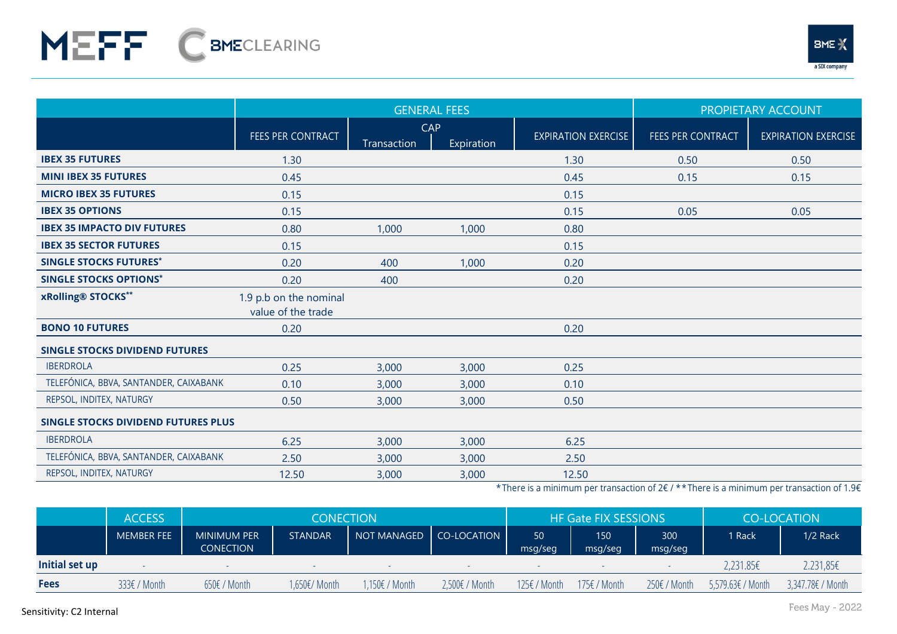MEFF BMECLEARING

| | GENERAL FEES | | | | PROPIETARY ACCOUNT | |
|---|---|---|---|---|---|---|
| | FEES PER CONTRACT | CAP Transaction | CAP Expiration | EXPIRATION EXERCISE | FEES PER CONTRACT | EXPIRATION EXERCISE |
| **IBEX 35 FUTURES** | 1.30 | | | 1.30 | 0.50 | 0.50 |
| **MINI IBEX 35 FUTURES** | 0.45 | | | 0.45 | 0.15 | 0.15 |
| **MICRO IBEX 35 FUTURES** | 0.15 | | | 0.15 | | |
| **IBEX 35 OPTIONS** | 0.15 | | | 0.15 | 0.05 | 0.05 |
| **IBEX 35 IMPACTO DIV FUTURES** | 0.80 | 1,000 | 1,000 | 0.80 | | |
| **IBEX 35 SECTOR FUTURES** | 0.15 | | | 0.15 | | |
| **SINGLE STOCKS FUTURES*** | 0.20 | 400 | 1,000 | 0.20 | | |
| **SINGLE STOCKS OPTIONS*** | 0.20 | 400 | | 0.20 | | |
| **xRolling® STOCKS**** | 1.9 p.b on the nominal value of the trade | | | | | |
| **BONO 10 FUTURES** | 0.20 | | | 0.20 | | |
| **SINGLE STOCKS DIVIDEND FUTURES** | | | | | | |
| IBERDROLA | 0.25 | 3,000 | 3,000 | 0.25 | | |
| TELEFÓNICA, BBVA, SANTANDER, CAIXABANK | 0.10 | 3,000 | 3,000 | 0.10 | | |
| REPSOL, INDITEX, NATURGY | 0.50 | 3,000 | 3,000 | 0.50 | | |
| **SINGLE STOCKS DIVIDEND FUTURES PLUS** | | | | | | |
| IBERDROLA | 6.25 | 3,000 | 3,000 | 6.25 | | |
| TELEFÓNICA, BBVA, SANTANDER, CAIXABANK | 2.50 | 3,000 | 3,000 | 2.50 | | |
| REPSOL, INDITEX, NATURGY | 12.50 | 3,000 | 3,000 | 12.50 | | |

*There is a minimum per transaction of 2€ / **There is a minimum per transaction of 1.9€

| | ACCESS | CONECTION | | | | HF Gate FIX SESSIONS | | | CO-LOCATION | |
|---|---|---|---|---|---|---|---|---|---|---|
| | MEMBER FEE | MINIMUM PER CONECTION | STANDAR | NOT MANAGED | CO-LOCATION | 50 msg/seg | 150 msg/seg | 300 msg/seg | 1 Rack | 1/2 Rack |
| **Initial set up** | - | - | - | - | - | - | - | - | 2,231.85€ | 2.231,85€ |
| **Fees** | 333€ / Month | 650€ / Month | 1,650€/ Month | 1,150€ / Month | 2,500€ / Month | 125€ / Month | 175€ / Month | 250€ / Month | 5,579.63€ / Month | 3,347.78€ / Month |

Sensitivity: C2 Internal

Fees May - 2022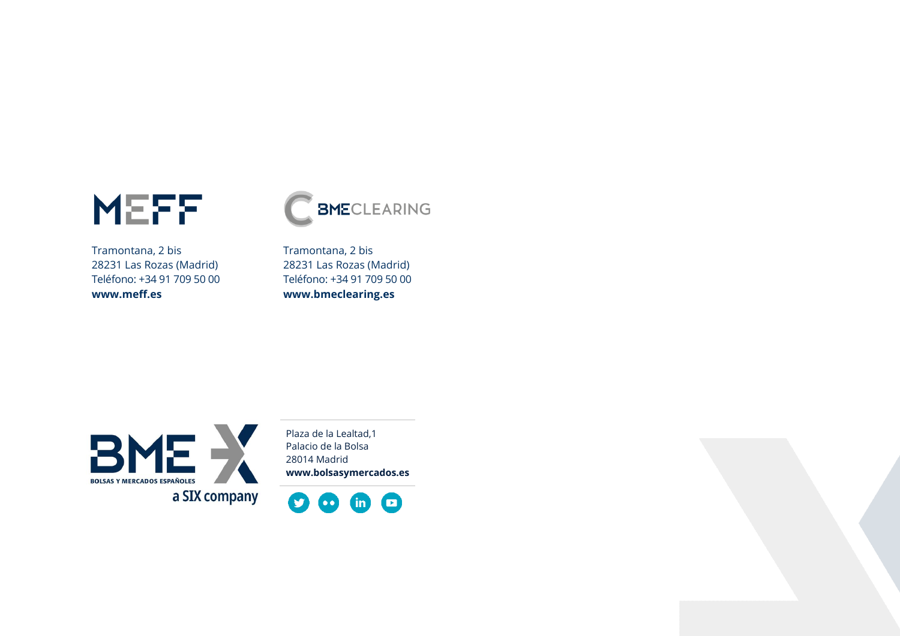MEFF

Tramontana, 2 bis
28231 Las Rozas (Madrid)
Teléfono: +34 91 709 50 00
**www.meff.es**

BMECLEARING

Tramontana, 2 bis
28231 Las Rozas (Madrid)
Teléfono: +34 91 709 50 00
**www.bmeclearing.es**

BME
BOLSAS Y MERCADOS ESPAÑOLES
a SIX company

Plaza de la Lealtad,1
Palacio de la Bolsa
28014 Madrid
**www.bolsasymercados.es**